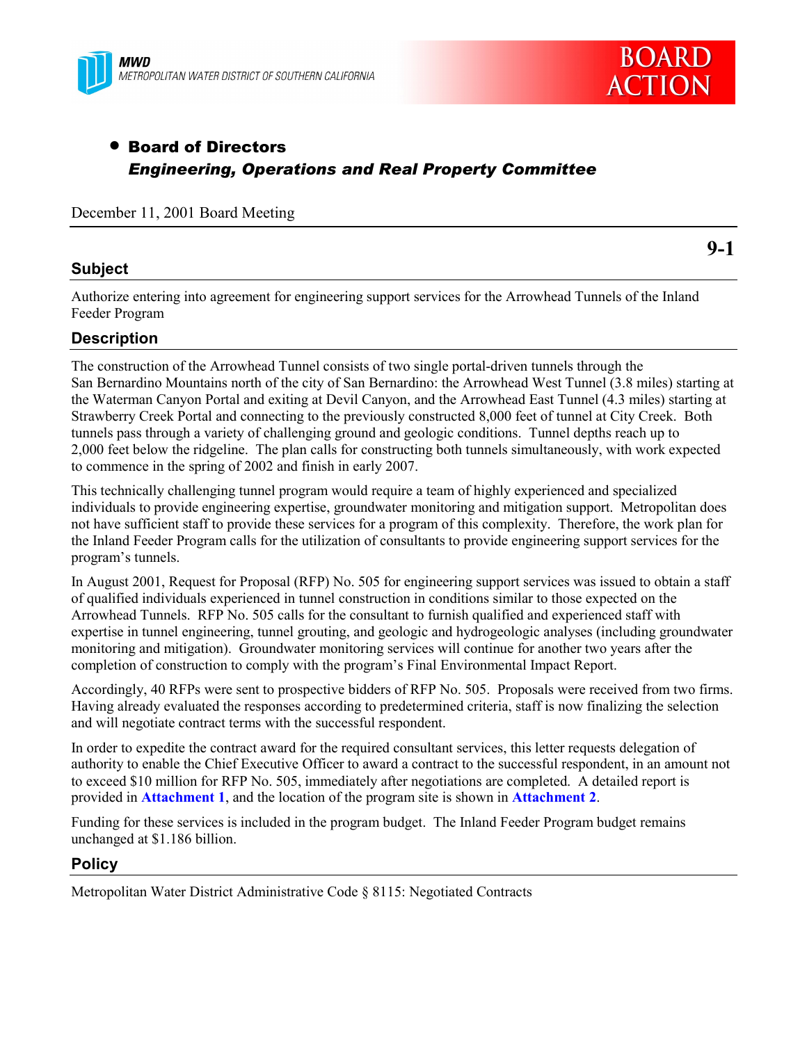MWD
METROPOLITAN WATER DISTRICT OF SOUTHERN CALIFORNIA

BOARD ACTION

- **Board of Directors**
  ***Engineering, Operations and Real Property Committee***

December 11, 2001 Board Meeting

**9-1**

## Subject

Authorize entering into agreement for engineering support services for the Arrowhead Tunnels of the Inland Feeder Program

## Description

The construction of the Arrowhead Tunnel consists of two single portal-driven tunnels through the San Bernardino Mountains north of the city of San Bernardino: the Arrowhead West Tunnel (3.8 miles) starting at the Waterman Canyon Portal and exiting at Devil Canyon, and the Arrowhead East Tunnel (4.3 miles) starting at Strawberry Creek Portal and connecting to the previously constructed 8,000 feet of tunnel at City Creek. Both tunnels pass through a variety of challenging ground and geologic conditions. Tunnel depths reach up to 2,000 feet below the ridgeline. The plan calls for constructing both tunnels simultaneously, with work expected to commence in the spring of 2002 and finish in early 2007.

This technically challenging tunnel program would require a team of highly experienced and specialized individuals to provide engineering expertise, groundwater monitoring and mitigation support. Metropolitan does not have sufficient staff to provide these services for a program of this complexity. Therefore, the work plan for the Inland Feeder Program calls for the utilization of consultants to provide engineering support services for the program's tunnels.

In August 2001, Request for Proposal (RFP) No. 505 for engineering support services was issued to obtain a staff of qualified individuals experienced in tunnel construction in conditions similar to those expected on the Arrowhead Tunnels. RFP No. 505 calls for the consultant to furnish qualified and experienced staff with expertise in tunnel engineering, tunnel grouting, and geologic and hydrogeologic analyses (including groundwater monitoring and mitigation). Groundwater monitoring services will continue for another two years after the completion of construction to comply with the program's Final Environmental Impact Report.

Accordingly, 40 RFPs were sent to prospective bidders of RFP No. 505. Proposals were received from two firms. Having already evaluated the responses according to predetermined criteria, staff is now finalizing the selection and will negotiate contract terms with the successful respondent.

In order to expedite the contract award for the required consultant services, this letter requests delegation of authority to enable the Chief Executive Officer to award a contract to the successful respondent, in an amount not to exceed $10 million for RFP No. 505, immediately after negotiations are completed. A detailed report is provided in **Attachment 1**, and the location of the program site is shown in **Attachment 2**.

Funding for these services is included in the program budget. The Inland Feeder Program budget remains unchanged at $1.186 billion.

## Policy

Metropolitan Water District Administrative Code § 8115: Negotiated Contracts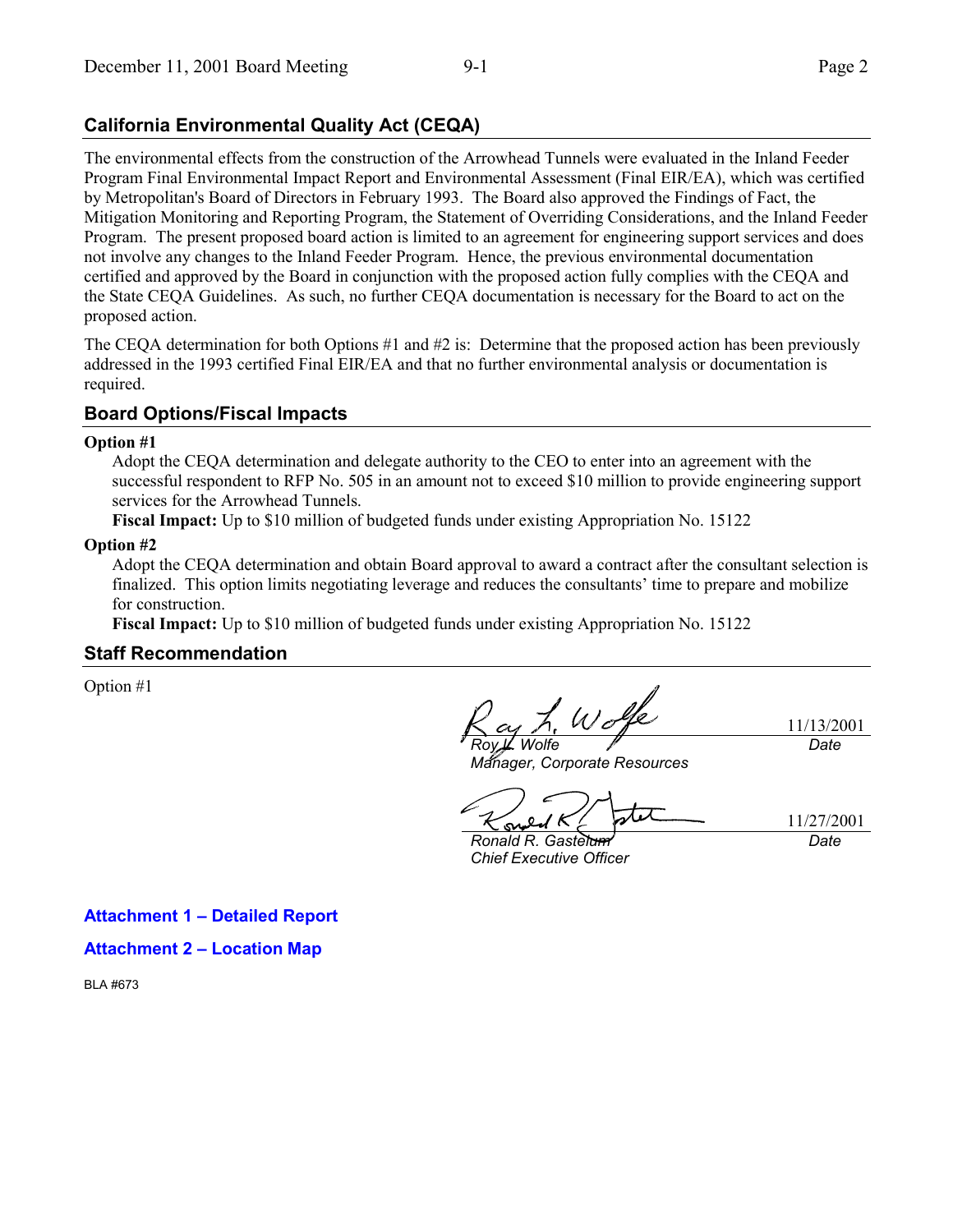## California Environmental Quality Act (CEQA)

The environmental effects from the construction of the Arrowhead Tunnels were evaluated in the Inland Feeder Program Final Environmental Impact Report and Environmental Assessment (Final EIR/EA), which was certified by Metropolitan's Board of Directors in February 1993. The Board also approved the Findings of Fact, the Mitigation Monitoring and Reporting Program, the Statement of Overriding Considerations, and the Inland Feeder Program. The present proposed board action is limited to an agreement for engineering support services and does not involve any changes to the Inland Feeder Program. Hence, the previous environmental documentation certified and approved by the Board in conjunction with the proposed action fully complies with the CEQA and the State CEQA Guidelines. As such, no further CEQA documentation is necessary for the Board to act on the proposed action.

The CEQA determination for both Options #1 and #2 is: Determine that the proposed action has been previously addressed in the 1993 certified Final EIR/EA and that no further environmental analysis or documentation is required.

## Board Options/Fiscal Impacts

**Option #1**

Adopt the CEQA determination and delegate authority to the CEO to enter into an agreement with the successful respondent to RFP No. 505 in an amount not to exceed $10 million to provide engineering support services for the Arrowhead Tunnels.

**Fiscal Impact:** Up to $10 million of budgeted funds under existing Appropriation No. 15122

**Option #2**

Adopt the CEQA determination and obtain Board approval to award a contract after the consultant selection is finalized. This option limits negotiating leverage and reduces the consultants' time to prepare and mobilize for construction.

**Fiscal Impact:** Up to $10 million of budgeted funds under existing Appropriation No. 15122

## Staff Recommendation

Option #1

| | |
|---|---|
| *Roy L. Wolfe* | 11/13/2001 |
| *Manager, Corporate Resources* | *Date* |
| *Ronald R. Gastelum* | 11/27/2001 |
| *Chief Executive Officer* | *Date* |

**Attachment 1 – Detailed Report**

**Attachment 2 – Location Map**

BLA #673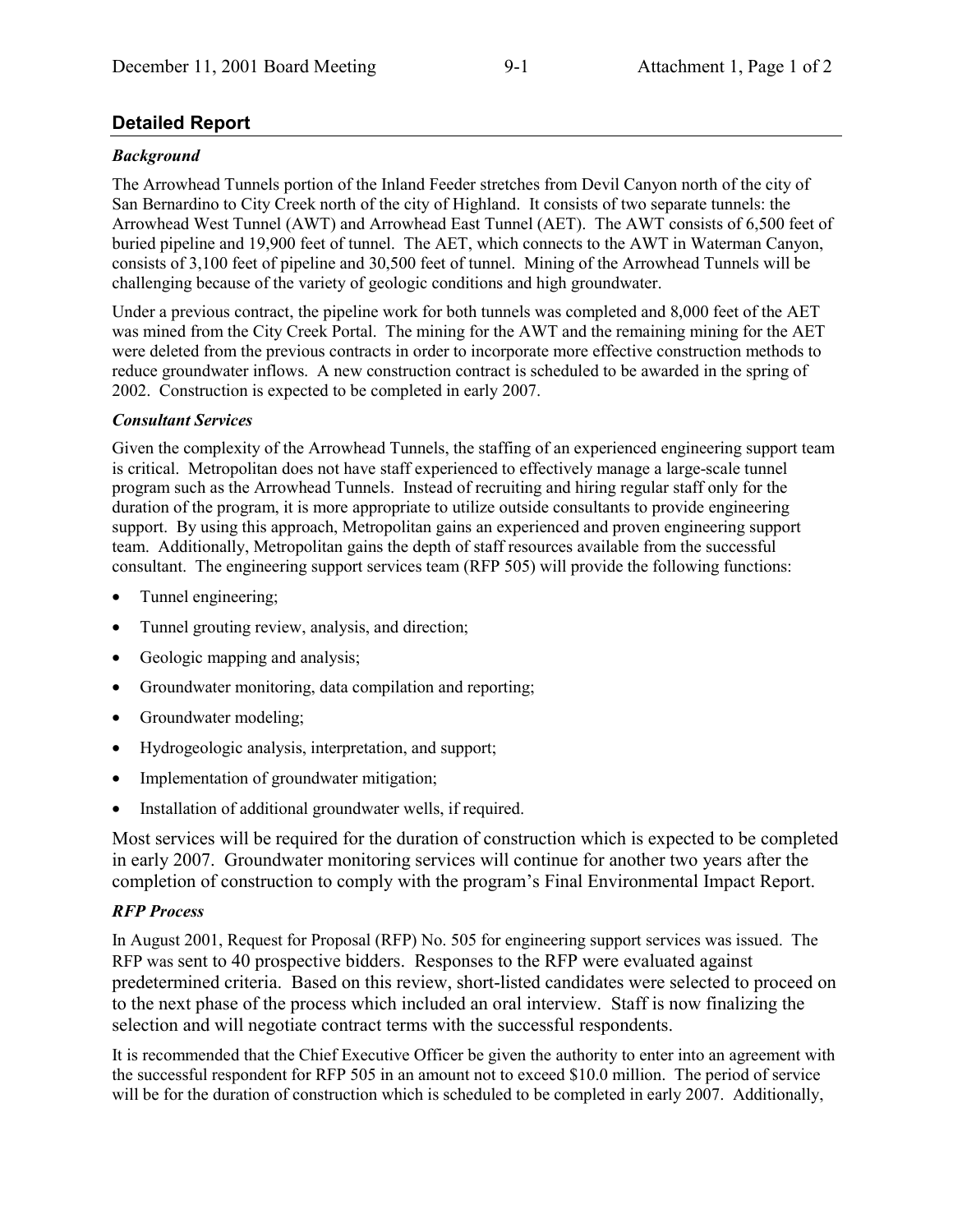## Detailed Report

### *Background*

The Arrowhead Tunnels portion of the Inland Feeder stretches from Devil Canyon north of the city of San Bernardino to City Creek north of the city of Highland. It consists of two separate tunnels: the Arrowhead West Tunnel (AWT) and Arrowhead East Tunnel (AET). The AWT consists of 6,500 feet of buried pipeline and 19,900 feet of tunnel. The AET, which connects to the AWT in Waterman Canyon, consists of 3,100 feet of pipeline and 30,500 feet of tunnel. Mining of the Arrowhead Tunnels will be challenging because of the variety of geologic conditions and high groundwater.

Under a previous contract, the pipeline work for both tunnels was completed and 8,000 feet of the AET was mined from the City Creek Portal. The mining for the AWT and the remaining mining for the AET were deleted from the previous contracts in order to incorporate more effective construction methods to reduce groundwater inflows. A new construction contract is scheduled to be awarded in the spring of 2002. Construction is expected to be completed in early 2007.

### *Consultant Services*

Given the complexity of the Arrowhead Tunnels, the staffing of an experienced engineering support team is critical. Metropolitan does not have staff experienced to effectively manage a large-scale tunnel program such as the Arrowhead Tunnels. Instead of recruiting and hiring regular staff only for the duration of the program, it is more appropriate to utilize outside consultants to provide engineering support. By using this approach, Metropolitan gains an experienced and proven engineering support team. Additionally, Metropolitan gains the depth of staff resources available from the successful consultant. The engineering support services team (RFP 505) will provide the following functions:

- Tunnel engineering;
- Tunnel grouting review, analysis, and direction;
- Geologic mapping and analysis;
- Groundwater monitoring, data compilation and reporting;
- Groundwater modeling;
- Hydrogeologic analysis, interpretation, and support;
- Implementation of groundwater mitigation;
- Installation of additional groundwater wells, if required.

Most services will be required for the duration of construction which is expected to be completed in early 2007. Groundwater monitoring services will continue for another two years after the completion of construction to comply with the program's Final Environmental Impact Report.

### *RFP Process*

In August 2001, Request for Proposal (RFP) No. 505 for engineering support services was issued. The RFP was sent to 40 prospective bidders. Responses to the RFP were evaluated against predetermined criteria. Based on this review, short-listed candidates were selected to proceed on to the next phase of the process which included an oral interview. Staff is now finalizing the selection and will negotiate contract terms with the successful respondents.

It is recommended that the Chief Executive Officer be given the authority to enter into an agreement with the successful respondent for RFP 505 in an amount not to exceed $10.0 million. The period of service will be for the duration of construction which is scheduled to be completed in early 2007. Additionally,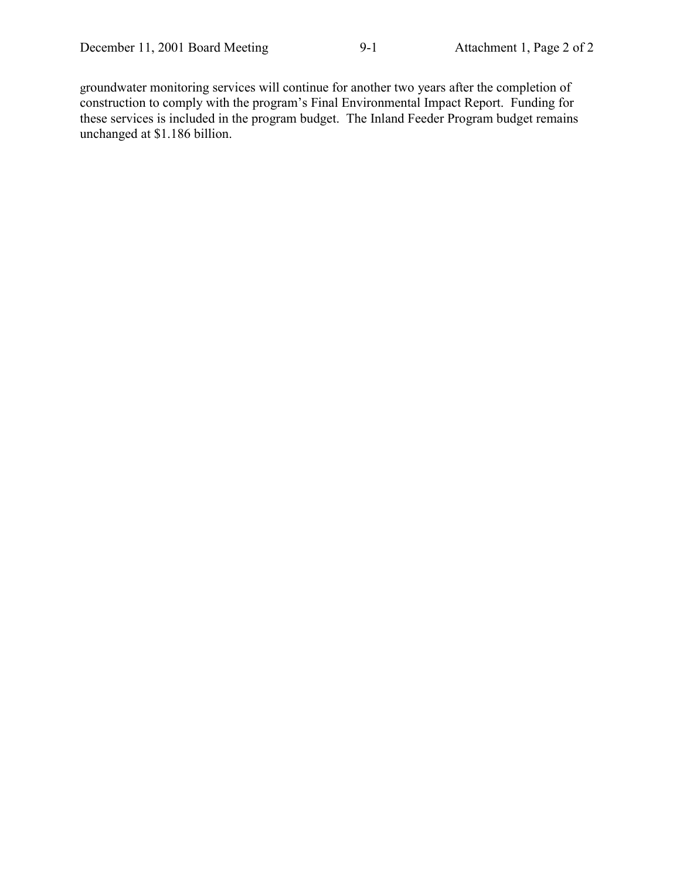groundwater monitoring services will continue for another two years after the completion of construction to comply with the program's Final Environmental Impact Report. Funding for these services is included in the program budget. The Inland Feeder Program budget remains unchanged at $1.186 billion.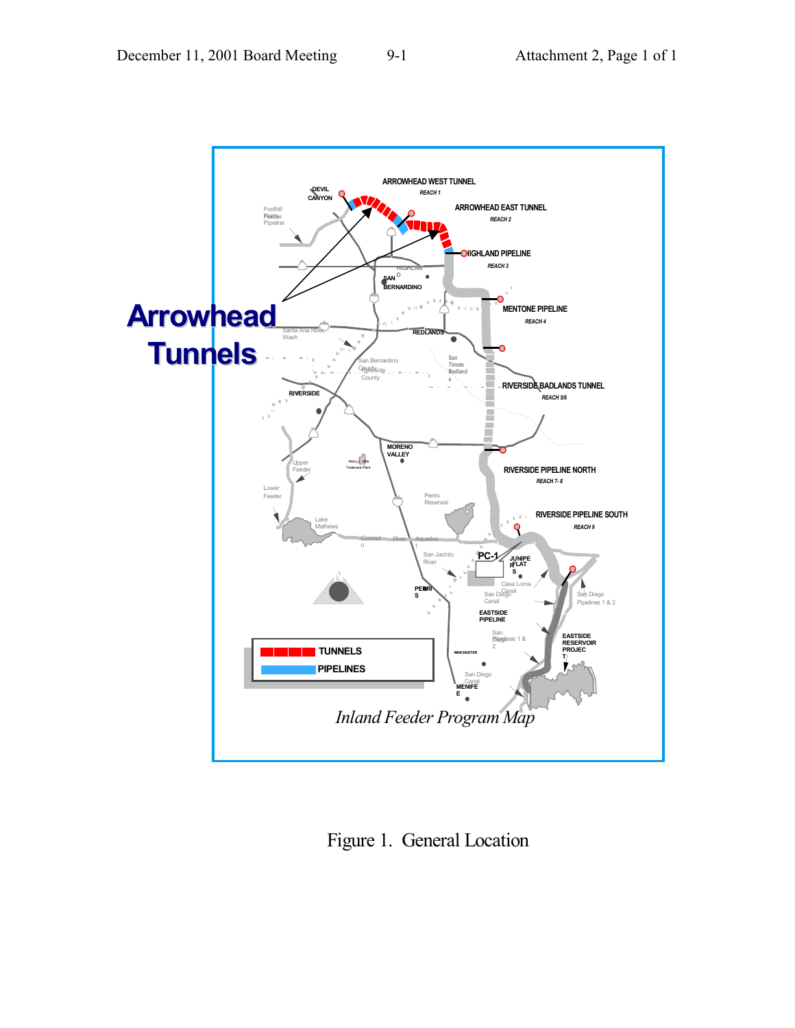ARROWHEAD WEST TUNNEL
REACH 1

ARROWHEAD EAST TUNNEL
REACH 2

HIGHLAND PIPELINE
REACH 3

MENTONE PIPELINE
REACH 4

RIVERSIDE BADLANDS TUNNEL
REACH 5/6

RIVERSIDE PIPELINE NORTH
REACH 7- 8

RIVERSIDE PIPELINE SOUTH
REACH 9

EASTSIDE PIPELINE

EASTSIDE RESERVOIR PROJECT

DEVIL CANYON

Foothill Feeder Pipeline

SAN BERNARDINO

HIGHLAND

REDLANDS

Santa Ana River Wash

San Bernardino County
Riverside County

San Timoteo Badlands

RIVERSIDE

MORENO VALLEY

Henry J. Mills Treatment Plant

Upper Feeder

Lower Feeder

Lake Mathews

Perris Reservoir

Colorado River Aqueduct

San Jacinto River

PC-1

JUNIPER FLATS

Casa Loma Canal

San Diego Canal

San Diego Pipelines 1 & 2

PERRIS

WINCHESTER

MENIFEE

# Arrowhead Tunnels

TUNNELS
PIPELINES

*Inland Feeder Program Map*

Figure 1. General Location